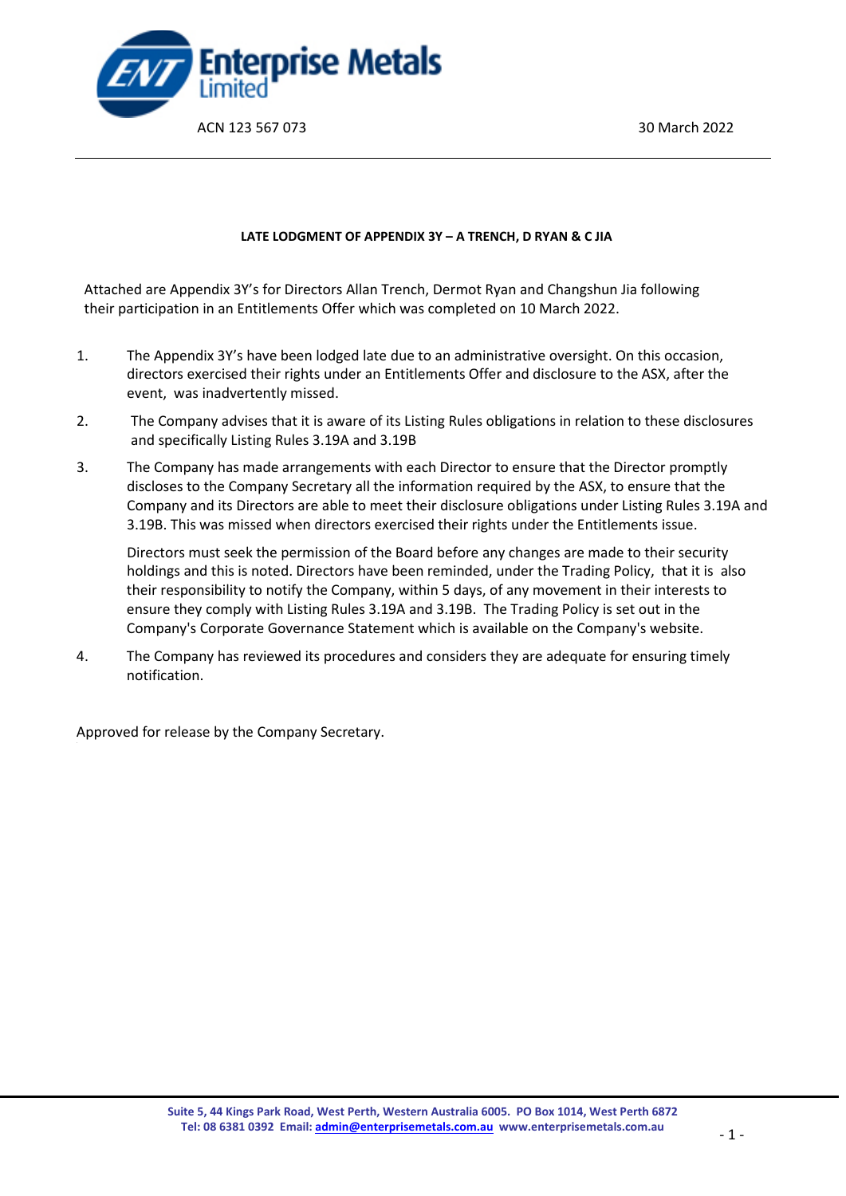**Enterprise Metals Limited**

ACN 123 567 073

30 March 2022

---

**LATE LODGMENT OF APPENDIX 3Y – A TRENCH, D RYAN & C JIA**

Attached are Appendix 3Y's for Directors Allan Trench, Dermot Ryan and Changshun Jia following their participation in an Entitlements Offer which was completed on 10 March 2022.

1. The Appendix 3Y's have been lodged late due to an administrative oversight. On this occasion, directors exercised their rights under an Entitlements Offer and disclosure to the ASX, after the event, was inadvertently missed.

2. The Company advises that it is aware of its Listing Rules obligations in relation to these disclosures and specifically Listing Rules 3.19A and 3.19B

3. The Company has made arrangements with each Director to ensure that the Director promptly discloses to the Company Secretary all the information required by the ASX, to ensure that the Company and its Directors are able to meet their disclosure obligations under Listing Rules 3.19A and 3.19B. This was missed when directors exercised their rights under the Entitlements issue.

   Directors must seek the permission of the Board before any changes are made to their security holdings and this is noted. Directors have been reminded, under the Trading Policy, that it is also their responsibility to notify the Company, within 5 days, of any movement in their interests to ensure they comply with Listing Rules 3.19A and 3.19B. The Trading Policy is set out in the Company's Corporate Governance Statement which is available on the Company's website.

4. The Company has reviewed its procedures and considers they are adequate for ensuring timely notification.

Approved for release by the Company Secretary.

**Suite 5, 44 Kings Park Road, West Perth, Western Australia 6005. PO Box 1014, West Perth 6872**
**Tel: 08 6381 0392 Email: admin@enterprisemetals.com.au www.enterprisemetals.com.au**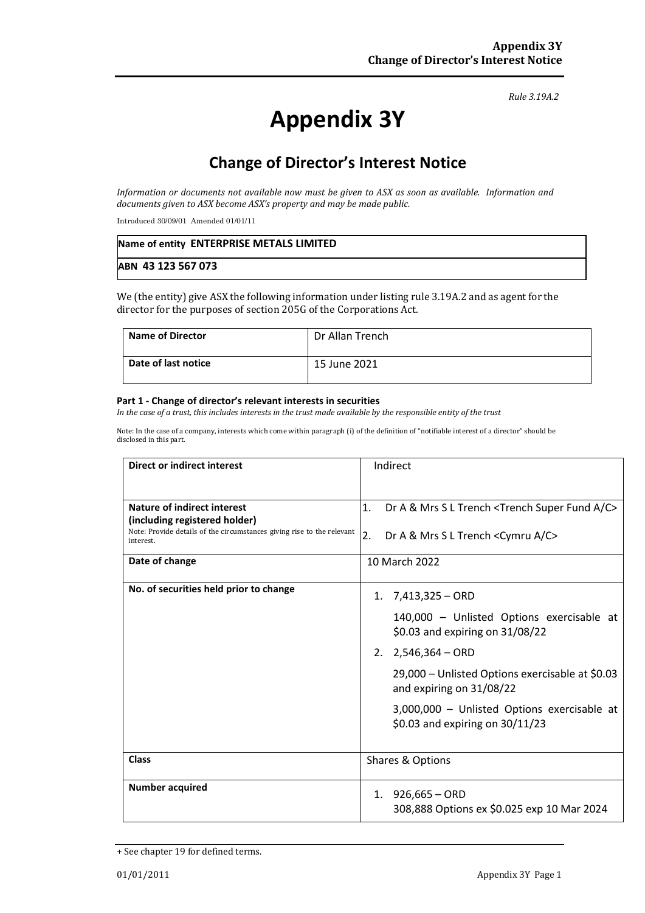*Rule 3.19A.2*

# Appendix 3Y

## Change of Director's Interest Notice

*Information or documents not available now must be given to ASX as soon as available. Information and documents given to ASX become ASX's property and may be made public.*

Introduced 30/09/01 Amended 01/01/11

| **Name of entity ENTERPRISE METALS LIMITED** |
|---|
| **ABN 43 123 567 073** |

We (the entity) give ASX the following information under listing rule 3.19A.2 and as agent for the director for the purposes of section 205G of the Corporations Act.

| **Name of Director** | Dr Allan Trench |
|---|---|
| **Date of last notice** | 15 June 2021 |

**Part 1 - Change of director's relevant interests in securities**

*In the case of a trust, this includes interests in the trust made available by the responsible entity of the trust*

Note: In the case of a company, interests which come within paragraph (i) of the definition of "notifiable interest of a director" should be disclosed in this part.

| **Direct or indirect interest** | Indirect |
|---|---|
| **Nature of indirect interest (including registered holder)**<br>Note: Provide details of the circumstances giving rise to the relevant interest. | 1. Dr A & Mrs S L Trench <Trench Super Fund A/C><br>2. Dr A & Mrs S L Trench <Cymru A/C> |
| **Date of change** | 10 March 2022 |
| **No. of securities held prior to change** | 1. 7,413,325 – ORD<br>140,000 – Unlisted Options exercisable at \$0.03 and expiring on 31/08/22<br>2. 2,546,364 – ORD<br>29,000 – Unlisted Options exercisable at \$0.03 and expiring on 31/08/22<br>3,000,000 – Unlisted Options exercisable at \$0.03 and expiring on 30/11/23 |
| **Class** | Shares & Options |
| **Number acquired** | 1. 926,665 – ORD<br>308,888 Options ex \$0.025 exp 10 Mar 2024 |

+ See chapter 19 for defined terms.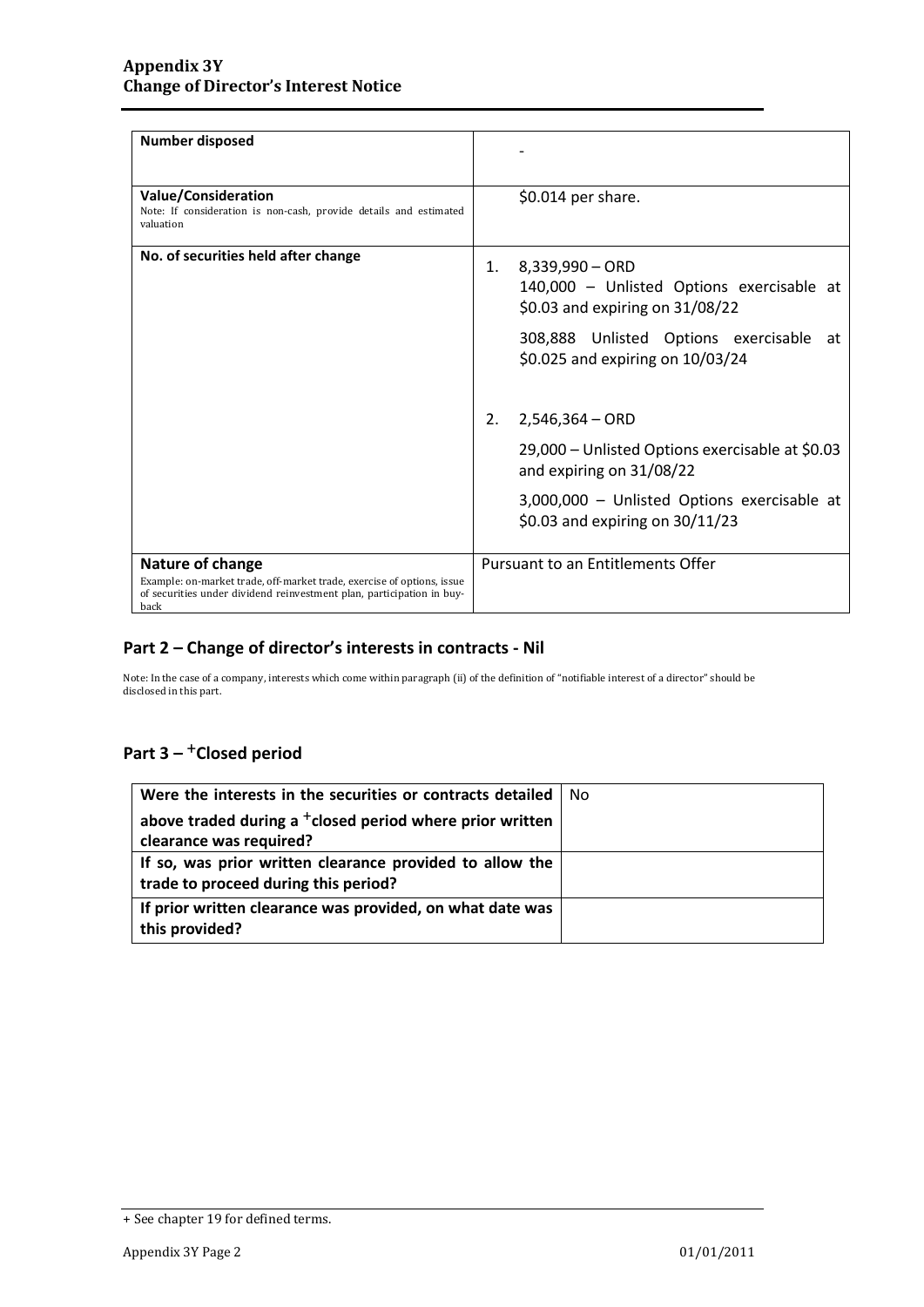| **Number disposed** | - |
|---|---|
| **Value/Consideration**<br>Note: If consideration is non-cash, provide details and estimated valuation | $0.014 per share. |
| **No. of securities held after change** | 1. 8,339,990 – ORD<br>140,000 – Unlisted Options exercisable at $0.03 and expiring on 31/08/22<br>308,888 Unlisted Options exercisable at $0.025 and expiring on 10/03/24<br><br>2. 2,546,364 – ORD<br>29,000 – Unlisted Options exercisable at $0.03 and expiring on 31/08/22<br>3,000,000 – Unlisted Options exercisable at $0.03 and expiring on 30/11/23 |
| **Nature of change**<br>Example: on-market trade, off-market trade, exercise of options, issue of securities under dividend reinvestment plan, participation in buy-back | Pursuant to an Entitlements Offer |

## Part 2 – Change of director's interests in contracts - Nil

Note: In the case of a company, interests which come within paragraph (ii) of the definition of "notifiable interest of a director" should be disclosed in this part.

## Part 3 – +Closed period

| **Were the interests in the securities or contracts detailed above traded during a +closed period where prior written clearance was required?** | No |
|---|---|
| **If so, was prior written clearance provided to allow the trade to proceed during this period?** | |
| **If prior written clearance was provided, on what date was this provided?** | |

+ See chapter 19 for defined terms.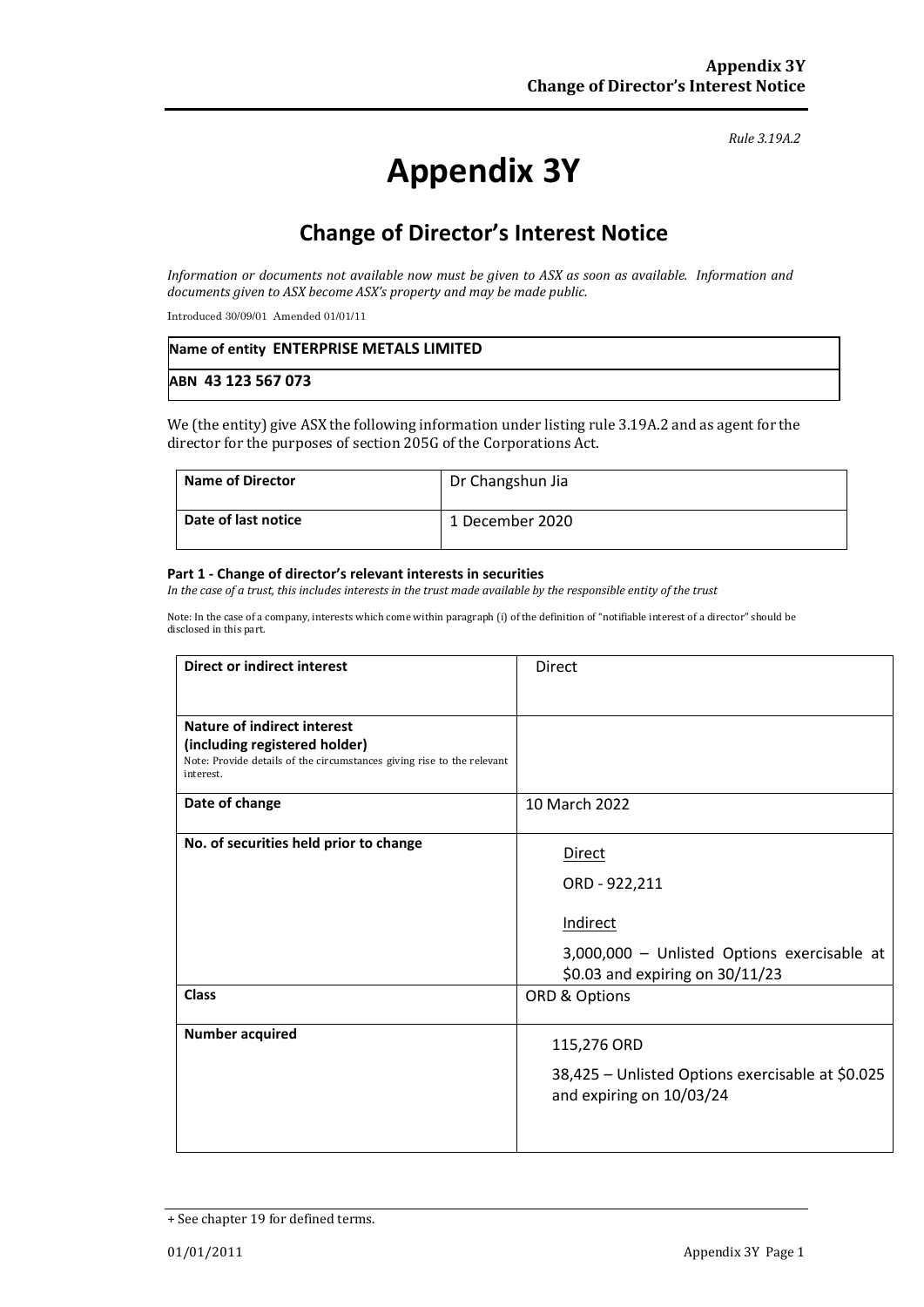Rule 3.19A.2

# Appendix 3Y

## Change of Director's Interest Notice

*Information or documents not available now must be given to ASX as soon as available. Information and documents given to ASX become ASX's property and may be made public.*

Introduced 30/09/01 Amended 01/01/11

| **Name of entity ENTERPRISE METALS LIMITED** |
|---|
| **ABN 43 123 567 073** |

We (the entity) give ASX the following information under listing rule 3.19A.2 and as agent for the director for the purposes of section 205G of the Corporations Act.

| **Name of Director** | Dr Changshun Jia |
|---|---|
| **Date of last notice** | 1 December 2020 |

**Part 1 - Change of director's relevant interests in securities**

*In the case of a trust, this includes interests in the trust made available by the responsible entity of the trust*

Note: In the case of a company, interests which come within paragraph (i) of the definition of "notifiable interest of a director" should be disclosed in this part.

| **Direct or indirect interest** | Direct |
|---|---|
| **Nature of indirect interest (including registered holder)** Note: Provide details of the circumstances giving rise to the relevant interest. | |
| **Date of change** | 10 March 2022 |
| **No. of securities held prior to change** | Direct<br>ORD - 922,211<br>Indirect<br>3,000,000 – Unlisted Options exercisable at $0.03 and expiring on 30/11/23 |
| **Class** | ORD & Options |
| **Number acquired** | 115,276 ORD<br>38,425 – Unlisted Options exercisable at $0.025 and expiring on 10/03/24 |

+ See chapter 19 for defined terms.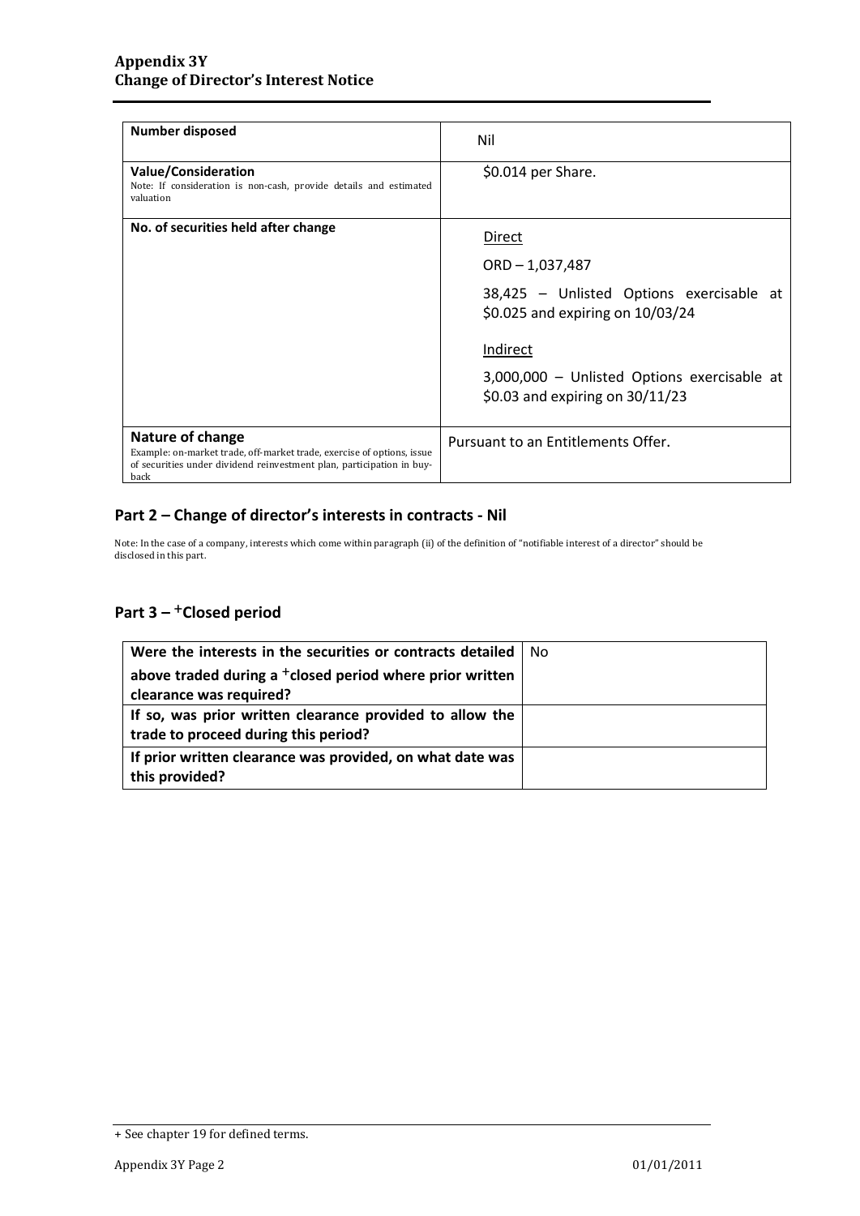| | |
|---|---|
| **Number disposed** | Nil |
| **Value/Consideration**<br>Note: If consideration is non-cash, provide details and estimated valuation | $0.014 per Share. |
| **No. of securities held after change** | Direct<br><br>ORD – 1,037,487<br><br>38,425 – Unlisted Options exercisable at $0.025 and expiring on 10/03/24<br><br>Indirect<br><br>3,000,000 – Unlisted Options exercisable at $0.03 and expiring on 30/11/23 |
| **Nature of change**<br>Example: on-market trade, off-market trade, exercise of options, issue of securities under dividend reinvestment plan, participation in buy-back | Pursuant to an Entitlements Offer. |

## Part 2 – Change of director's interests in contracts - Nil

Note: In the case of a company, interests which come within paragraph (ii) of the definition of "notifiable interest of a director" should be disclosed in this part.

## Part 3 – +Closed period

| | |
|---|---|
| **Were the interests in the securities or contracts detailed above traded during a +closed period where prior written clearance was required?** | No |
| **If so, was prior written clearance provided to allow the trade to proceed during this period?** | |
| **If prior written clearance was provided, on what date was this provided?** | |

+ See chapter 19 for defined terms.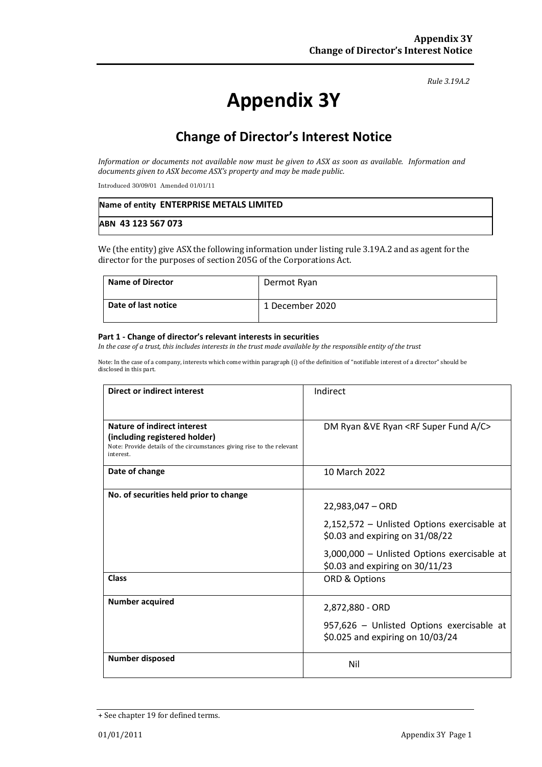*Rule 3.19A.2*

# Appendix 3Y

## Change of Director's Interest Notice

*Information or documents not available now must be given to ASX as soon as available. Information and documents given to ASX become ASX's property and may be made public.*

Introduced 30/09/01 Amended 01/01/11

| **Name of entity ENTERPRISE METALS LIMITED** |
|---|
| **ABN 43 123 567 073** |

We (the entity) give ASX the following information under listing rule 3.19A.2 and as agent for the director for the purposes of section 205G of the Corporations Act.

| **Name of Director** | Dermot Ryan |
|---|---|
| **Date of last notice** | 1 December 2020 |

#### Part 1 - Change of director's relevant interests in securities

*In the case of a trust, this includes interests in the trust made available by the responsible entity of the trust*

Note: In the case of a company, interests which come within paragraph (i) of the definition of "notifiable interest of a director" should be disclosed in this part.

| **Direct or indirect interest** | Indirect |
|---|---|
| **Nature of indirect interest (including registered holder)**<br>Note: Provide details of the circumstances giving rise to the relevant interest. | DM Ryan &VE Ryan <RF Super Fund A/C> |
| **Date of change** | 10 March 2022 |
| **No. of securities held prior to change** | 22,983,047 – ORD<br>2,152,572 – Unlisted Options exercisable at \$0.03 and expiring on 31/08/22<br>3,000,000 – Unlisted Options exercisable at \$0.03 and expiring on 30/11/23 |
| **Class** | ORD & Options |
| **Number acquired** | 2,872,880 - ORD<br>957,626 – Unlisted Options exercisable at \$0.025 and expiring on 10/03/24 |
| **Number disposed** | Nil |

+ See chapter 19 for defined terms.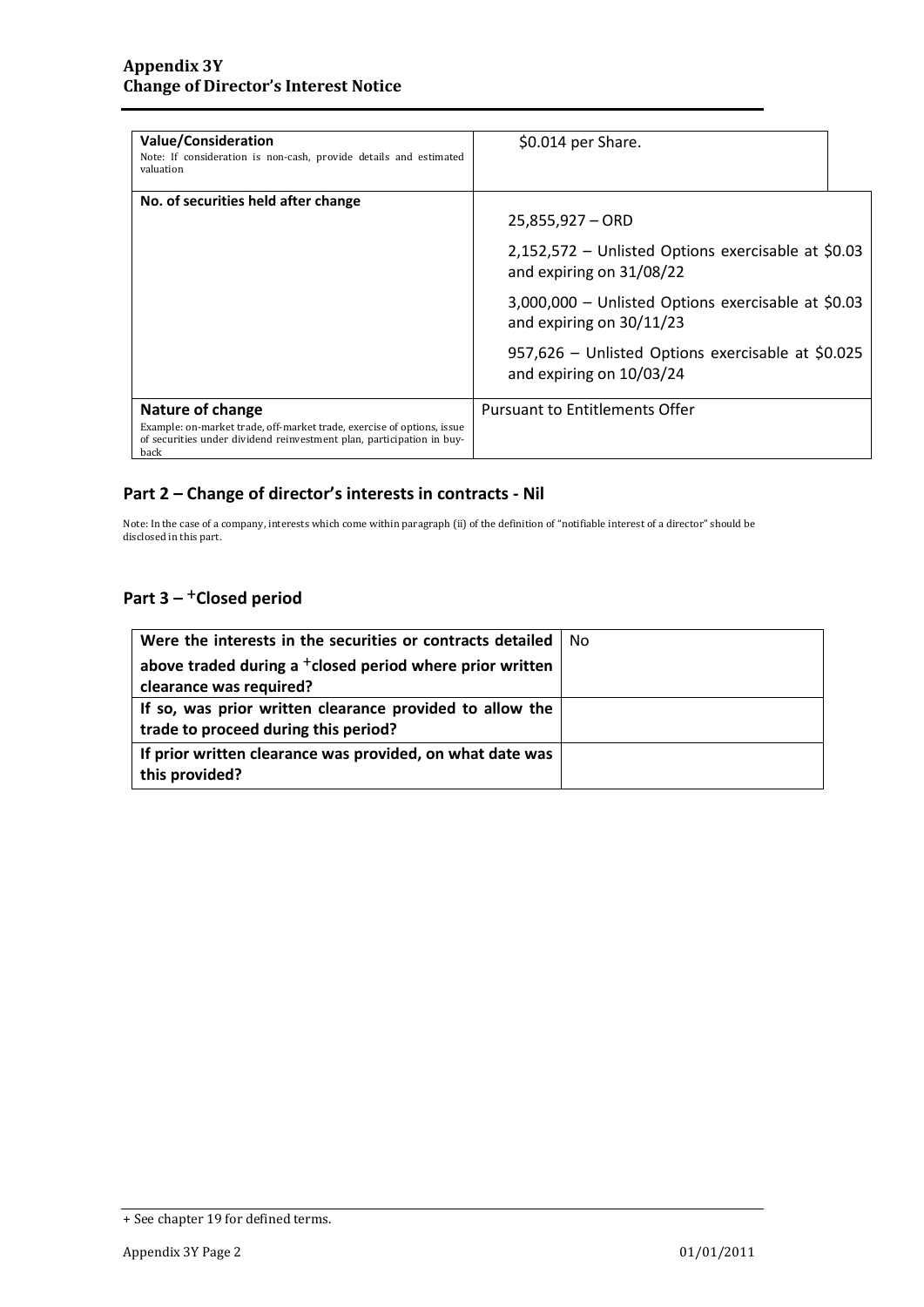| | |
|---|---|
| **Value/Consideration**<br>Note: If consideration is non-cash, provide details and estimated valuation | $0.014 per Share. |
| **No. of securities held after change** | 25,855,927 – ORD<br><br>2,152,572 – Unlisted Options exercisable at $0.03 and expiring on 31/08/22<br><br>3,000,000 – Unlisted Options exercisable at $0.03 and expiring on 30/11/23<br><br>957,626 – Unlisted Options exercisable at $0.025 and expiring on 10/03/24 |
| **Nature of change**<br>Example: on-market trade, off-market trade, exercise of options, issue of securities under dividend reinvestment plan, participation in buy-back | Pursuant to Entitlements Offer |

## Part 2 – Change of director's interests in contracts - Nil

Note: In the case of a company, interests which come within paragraph (ii) of the definition of "notifiable interest of a director" should be disclosed in this part.

## Part 3 – +Closed period

| | |
|---|---|
| **Were the interests in the securities or contracts detailed above traded during a +closed period where prior written clearance was required?** | No |
| **If so, was prior written clearance provided to allow the trade to proceed during this period?** | |
| **If prior written clearance was provided, on what date was this provided?** | |

+ See chapter 19 for defined terms.